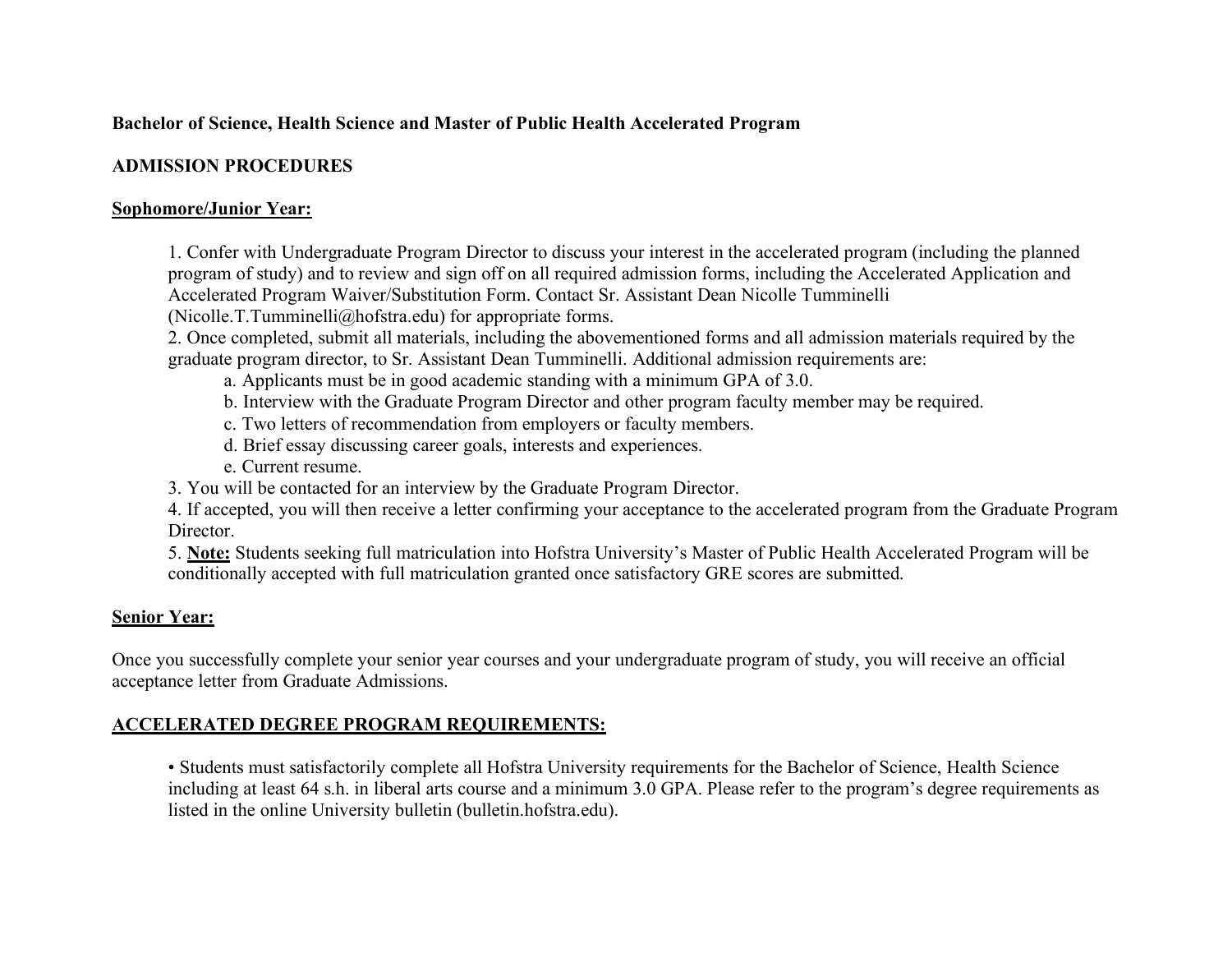**Bachelor of Science, Health Science and Master of Public Health Accelerated Program**

**ADMISSION PROCEDURES**

**Sophomore/Junior Year:**

1. Confer with Undergraduate Program Director to discuss your interest in the accelerated program (including the planned program of study) and to review and sign off on all required admission forms, including the Accelerated Application and Accelerated Program Waiver/Substitution Form. Contact Sr. Assistant Dean Nicolle Tumminelli (Nicolle.T.Tumminelli@hofstra.edu) for appropriate forms.
2. Once completed, submit all materials, including the abovementioned forms and all admission materials required by the graduate program director, to Sr. Assistant Dean Tumminelli. Additional admission requirements are:
   a. Applicants must be in good academic standing with a minimum GPA of 3.0.
   b. Interview with the Graduate Program Director and other program faculty member may be required.
   c. Two letters of recommendation from employers or faculty members.
   d. Brief essay discussing career goals, interests and experiences.
   e. Current resume.
3. You will be contacted for an interview by the Graduate Program Director.
4. If accepted, you will then receive a letter confirming your acceptance to the accelerated program from the Graduate Program Director.
5. **Note:** Students seeking full matriculation into Hofstra University's Master of Public Health Accelerated Program will be conditionally accepted with full matriculation granted once satisfactory GRE scores are submitted.

**Senior Year:**

Once you successfully complete your senior year courses and your undergraduate program of study, you will receive an official acceptance letter from Graduate Admissions.

**ACCELERATED DEGREE PROGRAM REQUIREMENTS:**

- Students must satisfactorily complete all Hofstra University requirements for the Bachelor of Science, Health Science including at least 64 s.h. in liberal arts course and a minimum 3.0 GPA. Please refer to the program's degree requirements as listed in the online University bulletin (bulletin.hofstra.edu).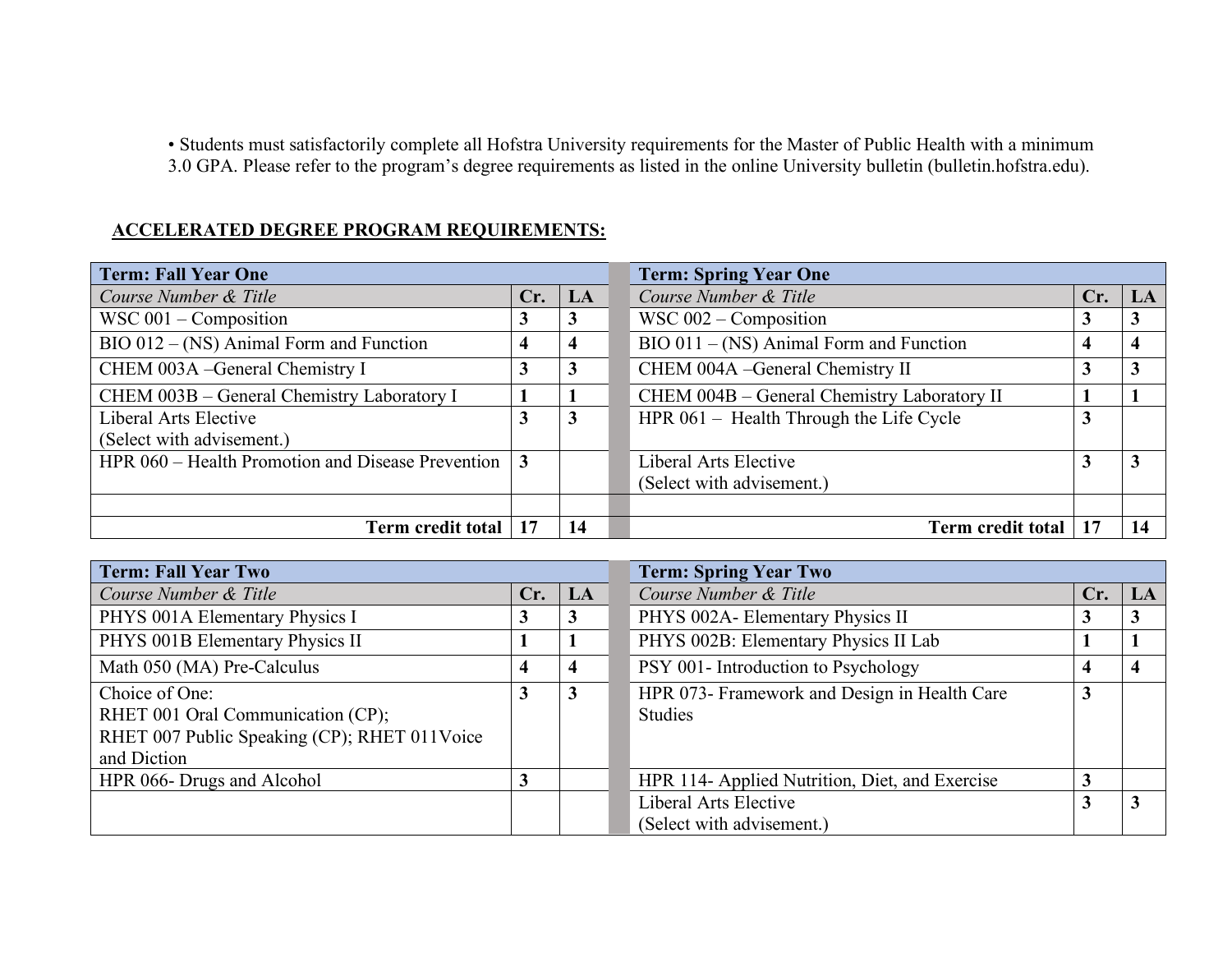• Students must satisfactorily complete all Hofstra University requirements for the Master of Public Health with a minimum 3.0 GPA. Please refer to the program's degree requirements as listed in the online University bulletin (bulletin.hofstra.edu).

**ACCELERATED DEGREE PROGRAM REQUIREMENTS:**

| **Term: Fall Year One** | | |
|---|---|---|
| *Course Number & Title* | **Cr.** | **LA** |
| WSC 001 – Composition | **3** | **3** |
| BIO 012 – (NS) Animal Form and Function | **4** | **4** |
| CHEM 003A –General Chemistry I | **3** | **3** |
| CHEM 003B – General Chemistry Laboratory I | **1** | **1** |
| Liberal Arts Elective (Select with advisement.) | **3** | **3** |
| HPR 060 – Health Promotion and Disease Prevention | **3** | |
| | | |
| **Term credit total** | **17** | **14** |

| **Term: Spring Year One** | | |
|---|---|---|
| *Course Number & Title* | **Cr.** | **LA** |
| WSC 002 – Composition | **3** | **3** |
| BIO 011 – (NS) Animal Form and Function | **4** | **4** |
| CHEM 004A –General Chemistry II | **3** | **3** |
| CHEM 004B – General Chemistry Laboratory II | **1** | **1** |
| HPR 061 – Health Through the Life Cycle | **3** | |
| Liberal Arts Elective (Select with advisement.) | **3** | **3** |
| | | |
| **Term credit total** | **17** | **14** |

| **Term: Fall Year Two** | | |
|---|---|---|
| *Course Number & Title* | **Cr.** | **LA** |
| PHYS 001A Elementary Physics I | **3** | **3** |
| PHYS 001B Elementary Physics II | **1** | **1** |
| Math 050 (MA) Pre-Calculus | **4** | **4** |
| Choice of One: RHET 001 Oral Communication (CP); RHET 007 Public Speaking (CP); RHET 011Voice and Diction | **3** | **3** |
| HPR 066- Drugs and Alcohol | **3** | |
| | | |

| **Term: Spring Year Two** | | |
|---|---|---|
| *Course Number & Title* | **Cr.** | **LA** |
| PHYS 002A- Elementary Physics II | **3** | **3** |
| PHYS 002B: Elementary Physics II Lab | **1** | **1** |
| PSY 001- Introduction to Psychology | **4** | **4** |
| HPR 073- Framework and Design in Health Care Studies | **3** | |
| HPR 114- Applied Nutrition, Diet, and Exercise | **3** | |
| Liberal Arts Elective (Select with advisement.) | **3** | **3** |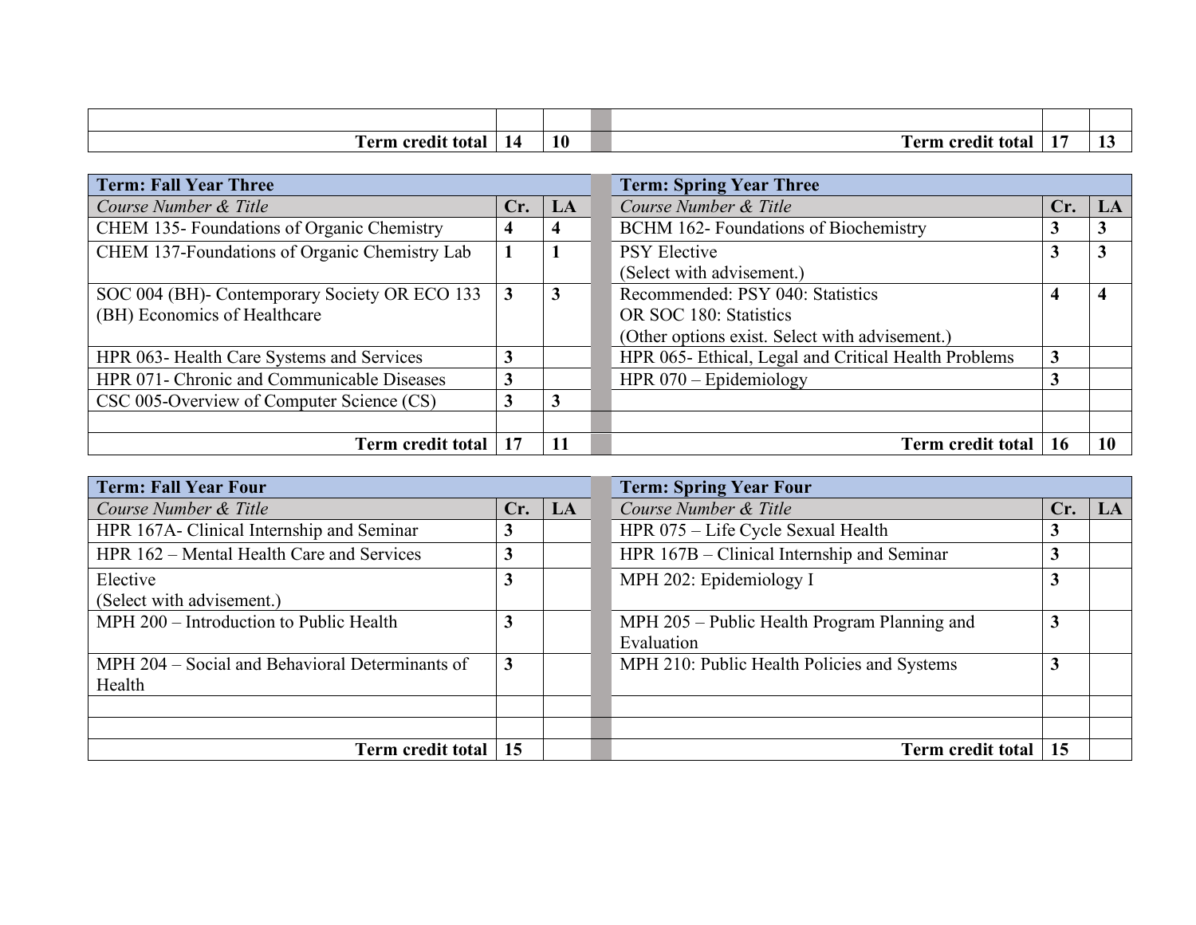| | Cr. | LA | | Cr. | LA |
|---|---|---|---|---|---|
| | | | | | |
| **Term credit total** | **14** | **10** | **Term credit total** | **17** | **13** |

| **Term: Fall Year Three** | | | **Term: Spring Year Three** | | |
|---|---|---|---|---|---|
| *Course Number & Title* | **Cr.** | **LA** | *Course Number & Title* | **Cr.** | **LA** |
| CHEM 135- Foundations of Organic Chemistry | **4** | **4** | BCHM 162- Foundations of Biochemistry | **3** | **3** |
| CHEM 137-Foundations of Organic Chemistry Lab | **1** | **1** | PSY Elective (Select with advisement.) | **3** | **3** |
| SOC 004 (BH)- Contemporary Society OR ECO 133 (BH) Economics of Healthcare | **3** | **3** | Recommended: PSY 040: Statistics OR SOC 180: Statistics (Other options exist. Select with advisement.) | **4** | **4** |
| HPR 063- Health Care Systems and Services | **3** | | HPR 065- Ethical, Legal and Critical Health Problems | **3** | |
| HPR 071- Chronic and Communicable Diseases | **3** | | HPR 070 – Epidemiology | **3** | |
| CSC 005-Overview of Computer Science (CS) | **3** | **3** | | | |
| | | | | | |
| **Term credit total** | **17** | **11** | **Term credit total** | **16** | **10** |

| **Term: Fall Year Four** | | | **Term: Spring Year Four** | | |
|---|---|---|---|---|---|
| *Course Number & Title* | **Cr.** | **LA** | *Course Number & Title* | **Cr.** | **LA** |
| HPR 167A- Clinical Internship and Seminar | **3** | | HPR 075 – Life Cycle Sexual Health | **3** | |
| HPR 162 – Mental Health Care and Services | **3** | | HPR 167B – Clinical Internship and Seminar | **3** | |
| Elective (Select with advisement.) | **3** | | MPH 202: Epidemiology I | **3** | |
| MPH 200 – Introduction to Public Health | **3** | | MPH 205 – Public Health Program Planning and Evaluation | **3** | |
| MPH 204 – Social and Behavioral Determinants of Health | **3** | | MPH 210: Public Health Policies and Systems | **3** | |
| | | | | | |
| | | | | | |
| **Term credit total** | **15** | | **Term credit total** | **15** | |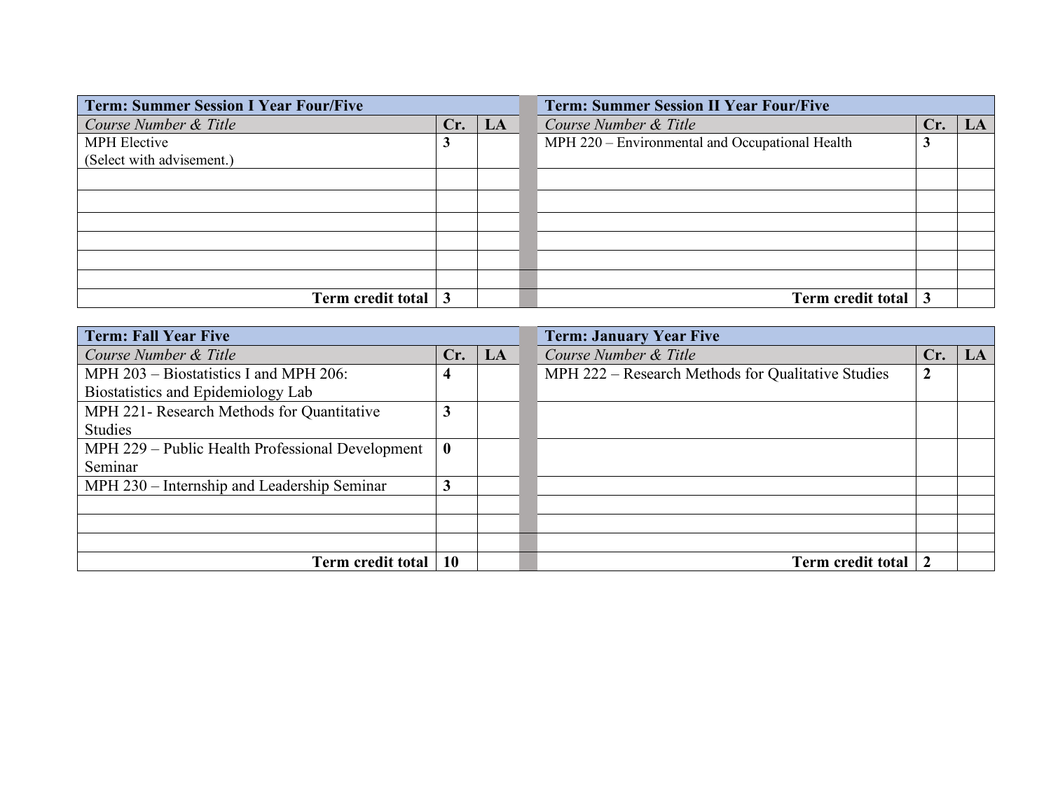| Term: Summer Session I Year Four/Five | | |
|---|---|---|
| *Course Number & Title* | **Cr.** | **LA** |
| MPH Elective (Select with advisement.) | **3** | |
| | | |
| | | |
| | | |
| | | |
| | | |
| | | |
| **Term credit total** | **3** | |

| Term: Summer Session II Year Four/Five | | |
|---|---|---|
| *Course Number & Title* | **Cr.** | **LA** |
| MPH 220 – Environmental and Occupational Health | **3** | |
| | | |
| | | |
| | | |
| | | |
| | | |
| | | |
| **Term credit total** | **3** | |

| Term: Fall Year Five | | |
|---|---|---|
| *Course Number & Title* | **Cr.** | **LA** |
| MPH 203 – Biostatistics I and MPH 206: Biostatistics and Epidemiology Lab | **4** | |
| MPH 221- Research Methods for Quantitative Studies | **3** | |
| MPH 229 – Public Health Professional Development Seminar | **0** | |
| MPH 230 – Internship and Leadership Seminar | **3** | |
| | | |
| | | |
| | | |
| **Term credit total** | **10** | |

| Term: January Year Five | | |
|---|---|---|
| *Course Number & Title* | **Cr.** | **LA** |
| MPH 222 – Research Methods for Qualitative Studies | **2** | |
| | | |
| | | |
| | | |
| | | |
| | | |
| | | |
| **Term credit total** | **2** | |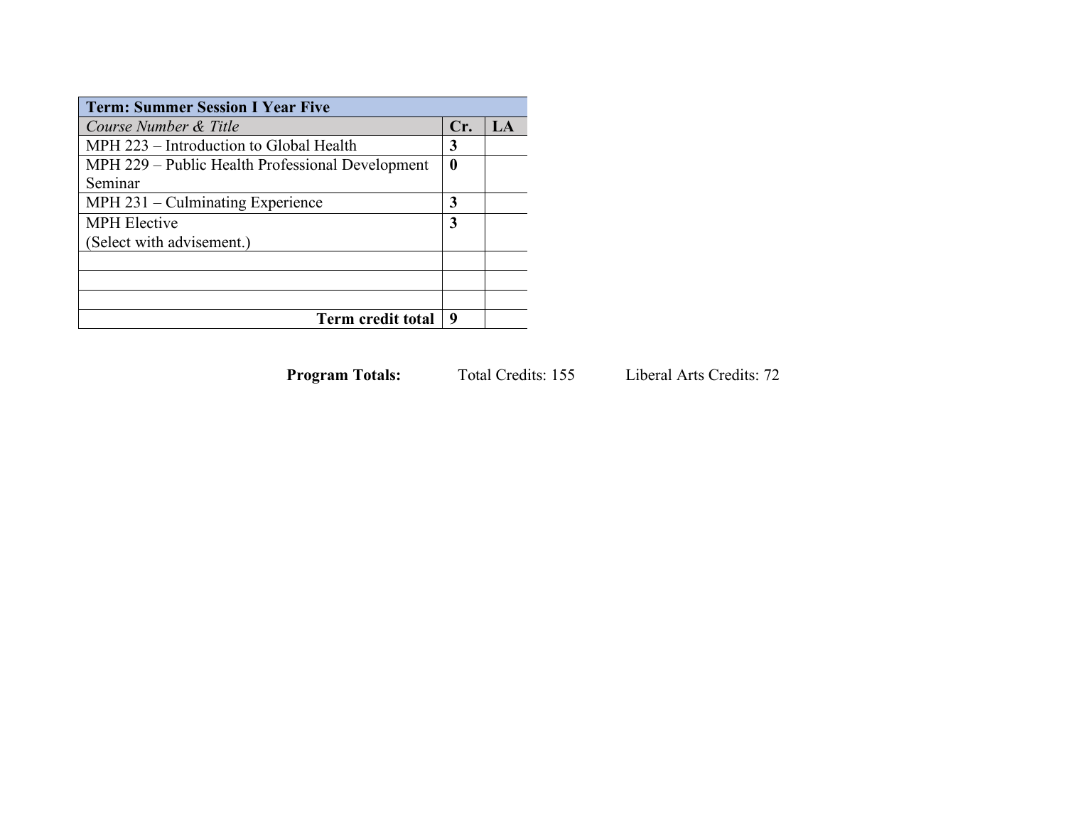| Term: Summer Session I Year Five | | |
|---|---|---|
| *Course Number & Title* | **Cr.** | **LA** |
| MPH 223 – Introduction to Global Health | **3** | |
| MPH 229 – Public Health Professional Development Seminar | **0** | |
| MPH 231 – Culminating Experience | **3** | |
| MPH Elective (Select with advisement.) | **3** | |
| | | |
| | | |
| | | |
| **Term credit total** | **9** | |

**Program Totals:** Total Credits: 155 Liberal Arts Credits: 72